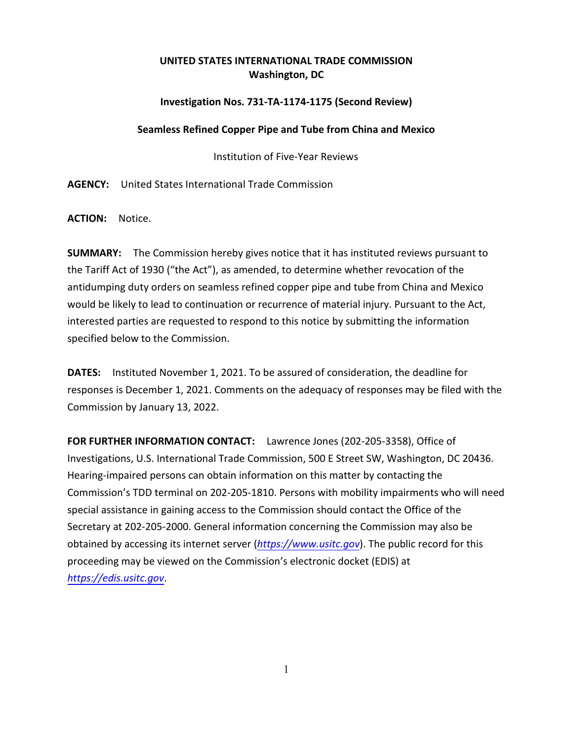**UNITED STATES INTERNATIONAL TRADE COMMISSION**
**Washington, DC**

**Investigation Nos. 731-TA-1174-1175 (Second Review)**

**Seamless Refined Copper Pipe and Tube from China and Mexico**

Institution of Five-Year Reviews

**AGENCY:** United States International Trade Commission

**ACTION:** Notice.

**SUMMARY:** The Commission hereby gives notice that it has instituted reviews pursuant to the Tariff Act of 1930 ("the Act"), as amended, to determine whether revocation of the antidumping duty orders on seamless refined copper pipe and tube from China and Mexico would be likely to lead to continuation or recurrence of material injury. Pursuant to the Act, interested parties are requested to respond to this notice by submitting the information specified below to the Commission.

**DATES:** Instituted November 1, 2021. To be assured of consideration, the deadline for responses is December 1, 2021. Comments on the adequacy of responses may be filed with the Commission by January 13, 2022.

**FOR FURTHER INFORMATION CONTACT:** Lawrence Jones (202-205-3358), Office of Investigations, U.S. International Trade Commission, 500 E Street SW, Washington, DC 20436. Hearing-impaired persons can obtain information on this matter by contacting the Commission's TDD terminal on 202-205-1810. Persons with mobility impairments who will need special assistance in gaining access to the Commission should contact the Office of the Secretary at 202-205-2000. General information concerning the Commission may also be obtained by accessing its internet server (*https://www.usitc.gov*). The public record for this proceeding may be viewed on the Commission's electronic docket (EDIS) at *https://edis.usitc.gov*.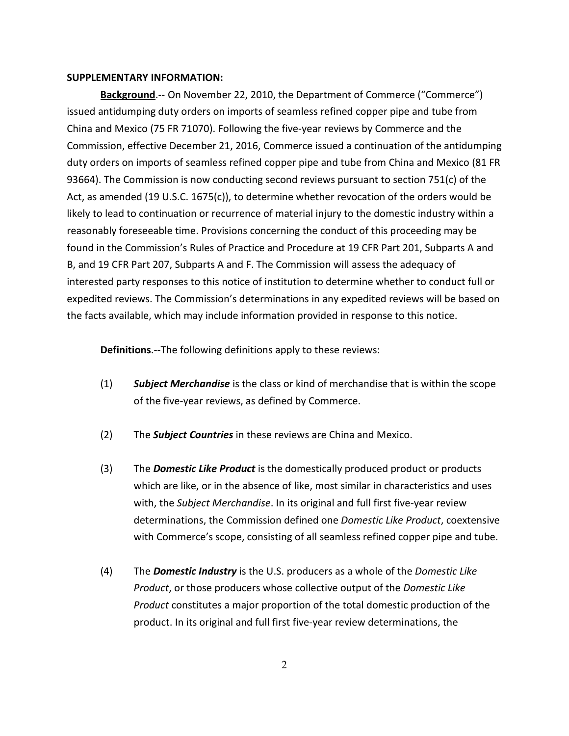**SUPPLEMENTARY INFORMATION:**

**Background**.-- On November 22, 2010, the Department of Commerce ("Commerce") issued antidumping duty orders on imports of seamless refined copper pipe and tube from China and Mexico (75 FR 71070). Following the five-year reviews by Commerce and the Commission, effective December 21, 2016, Commerce issued a continuation of the antidumping duty orders on imports of seamless refined copper pipe and tube from China and Mexico (81 FR 93664). The Commission is now conducting second reviews pursuant to section 751(c) of the Act, as amended (19 U.S.C. 1675(c)), to determine whether revocation of the orders would be likely to lead to continuation or recurrence of material injury to the domestic industry within a reasonably foreseeable time. Provisions concerning the conduct of this proceeding may be found in the Commission's Rules of Practice and Procedure at 19 CFR Part 201, Subparts A and B, and 19 CFR Part 207, Subparts A and F. The Commission will assess the adequacy of interested party responses to this notice of institution to determine whether to conduct full or expedited reviews. The Commission's determinations in any expedited reviews will be based on the facts available, which may include information provided in response to this notice.

**Definitions**.--The following definitions apply to these reviews:

(1) ***Subject Merchandise*** is the class or kind of merchandise that is within the scope of the five-year reviews, as defined by Commerce.

(2) The ***Subject Countries*** in these reviews are China and Mexico.

(3) The ***Domestic Like Product*** is the domestically produced product or products which are like, or in the absence of like, most similar in characteristics and uses with, the *Subject Merchandise*. In its original and full first five-year review determinations, the Commission defined one *Domestic Like Product*, coextensive with Commerce's scope, consisting of all seamless refined copper pipe and tube.

(4) The ***Domestic Industry*** is the U.S. producers as a whole of the *Domestic Like Product*, or those producers whose collective output of the *Domestic Like Product* constitutes a major proportion of the total domestic production of the product. In its original and full first five-year review determinations, the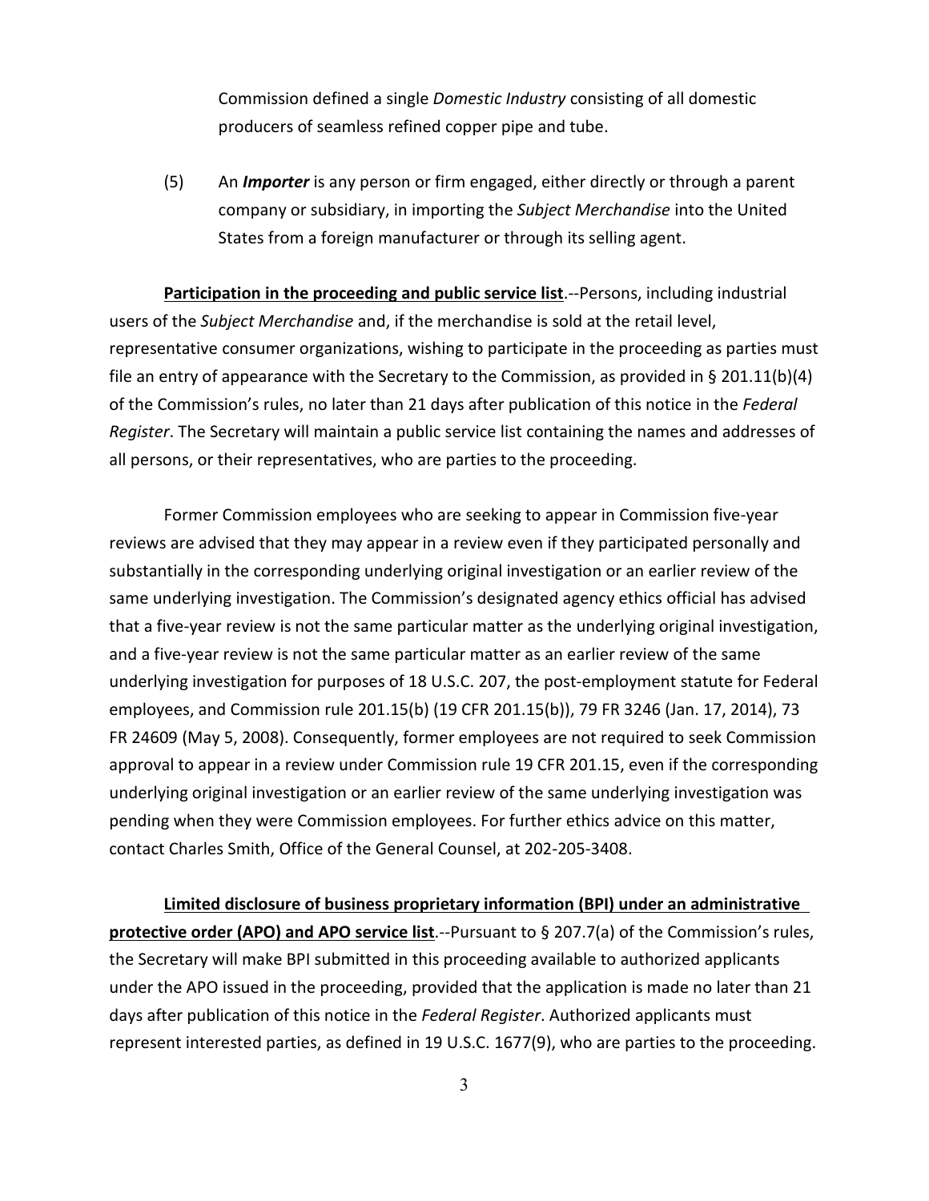Commission defined a single *Domestic Industry* consisting of all domestic producers of seamless refined copper pipe and tube.

(5) An ***Importer*** is any person or firm engaged, either directly or through a parent company or subsidiary, in importing the *Subject Merchandise* into the United States from a foreign manufacturer or through its selling agent.

**Participation in the proceeding and public service list**.--Persons, including industrial users of the *Subject Merchandise* and, if the merchandise is sold at the retail level, representative consumer organizations, wishing to participate in the proceeding as parties must file an entry of appearance with the Secretary to the Commission, as provided in § 201.11(b)(4) of the Commission's rules, no later than 21 days after publication of this notice in the *Federal Register*. The Secretary will maintain a public service list containing the names and addresses of all persons, or their representatives, who are parties to the proceeding.

Former Commission employees who are seeking to appear in Commission five-year reviews are advised that they may appear in a review even if they participated personally and substantially in the corresponding underlying original investigation or an earlier review of the same underlying investigation. The Commission's designated agency ethics official has advised that a five-year review is not the same particular matter as the underlying original investigation, and a five-year review is not the same particular matter as an earlier review of the same underlying investigation for purposes of 18 U.S.C. 207, the post-employment statute for Federal employees, and Commission rule 201.15(b) (19 CFR 201.15(b)), 79 FR 3246 (Jan. 17, 2014), 73 FR 24609 (May 5, 2008). Consequently, former employees are not required to seek Commission approval to appear in a review under Commission rule 19 CFR 201.15, even if the corresponding underlying original investigation or an earlier review of the same underlying investigation was pending when they were Commission employees. For further ethics advice on this matter, contact Charles Smith, Office of the General Counsel, at 202-205-3408.

**Limited disclosure of business proprietary information (BPI) under an administrative protective order (APO) and APO service list**.--Pursuant to § 207.7(a) of the Commission's rules, the Secretary will make BPI submitted in this proceeding available to authorized applicants under the APO issued in the proceeding, provided that the application is made no later than 21 days after publication of this notice in the *Federal Register*. Authorized applicants must represent interested parties, as defined in 19 U.S.C. 1677(9), who are parties to the proceeding.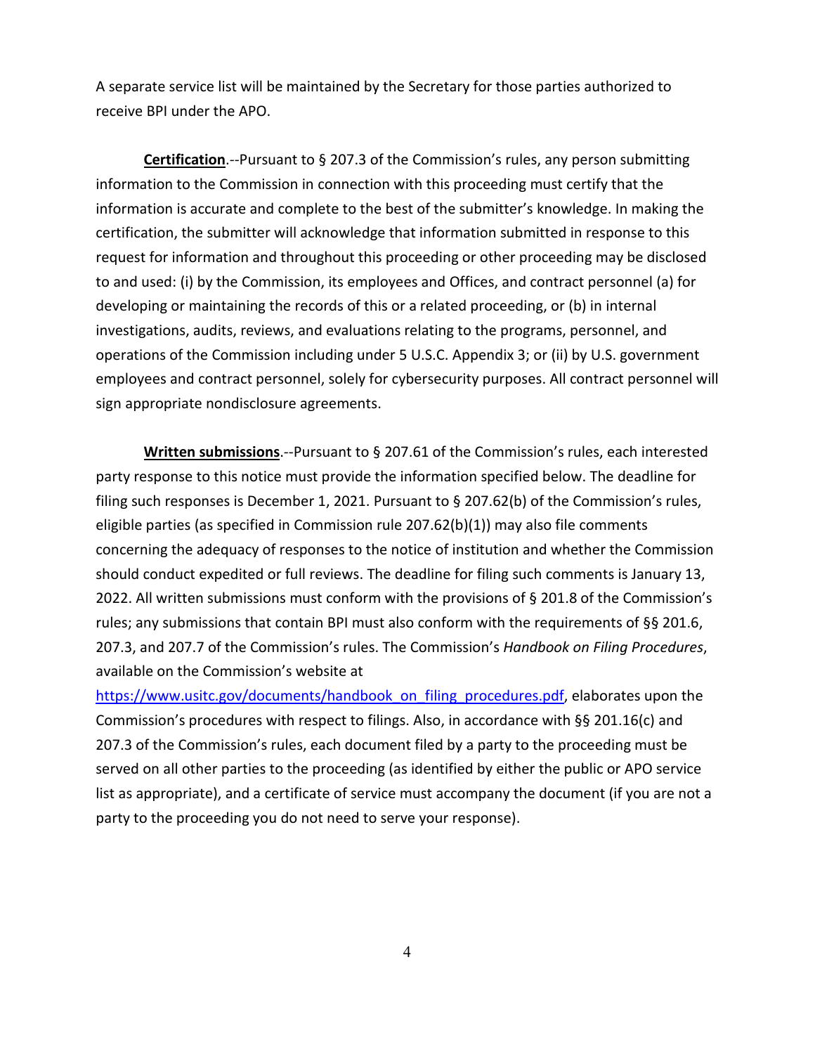A separate service list will be maintained by the Secretary for those parties authorized to receive BPI under the APO.

**Certification**.--Pursuant to § 207.3 of the Commission's rules, any person submitting information to the Commission in connection with this proceeding must certify that the information is accurate and complete to the best of the submitter's knowledge. In making the certification, the submitter will acknowledge that information submitted in response to this request for information and throughout this proceeding or other proceeding may be disclosed to and used: (i) by the Commission, its employees and Offices, and contract personnel (a) for developing or maintaining the records of this or a related proceeding, or (b) in internal investigations, audits, reviews, and evaluations relating to the programs, personnel, and operations of the Commission including under 5 U.S.C. Appendix 3; or (ii) by U.S. government employees and contract personnel, solely for cybersecurity purposes. All contract personnel will sign appropriate nondisclosure agreements.

**Written submissions**.--Pursuant to § 207.61 of the Commission's rules, each interested party response to this notice must provide the information specified below. The deadline for filing such responses is December 1, 2021. Pursuant to § 207.62(b) of the Commission's rules, eligible parties (as specified in Commission rule 207.62(b)(1)) may also file comments concerning the adequacy of responses to the notice of institution and whether the Commission should conduct expedited or full reviews. The deadline for filing such comments is January 13, 2022. All written submissions must conform with the provisions of § 201.8 of the Commission's rules; any submissions that contain BPI must also conform with the requirements of §§ 201.6, 207.3, and 207.7 of the Commission's rules. The Commission's *Handbook on Filing Procedures*, available on the Commission's website at https://www.usitc.gov/documents/handbook_on_filing_procedures.pdf, elaborates upon the Commission's procedures with respect to filings. Also, in accordance with §§ 201.16(c) and 207.3 of the Commission's rules, each document filed by a party to the proceeding must be served on all other parties to the proceeding (as identified by either the public or APO service list as appropriate), and a certificate of service must accompany the document (if you are not a party to the proceeding you do not need to serve your response).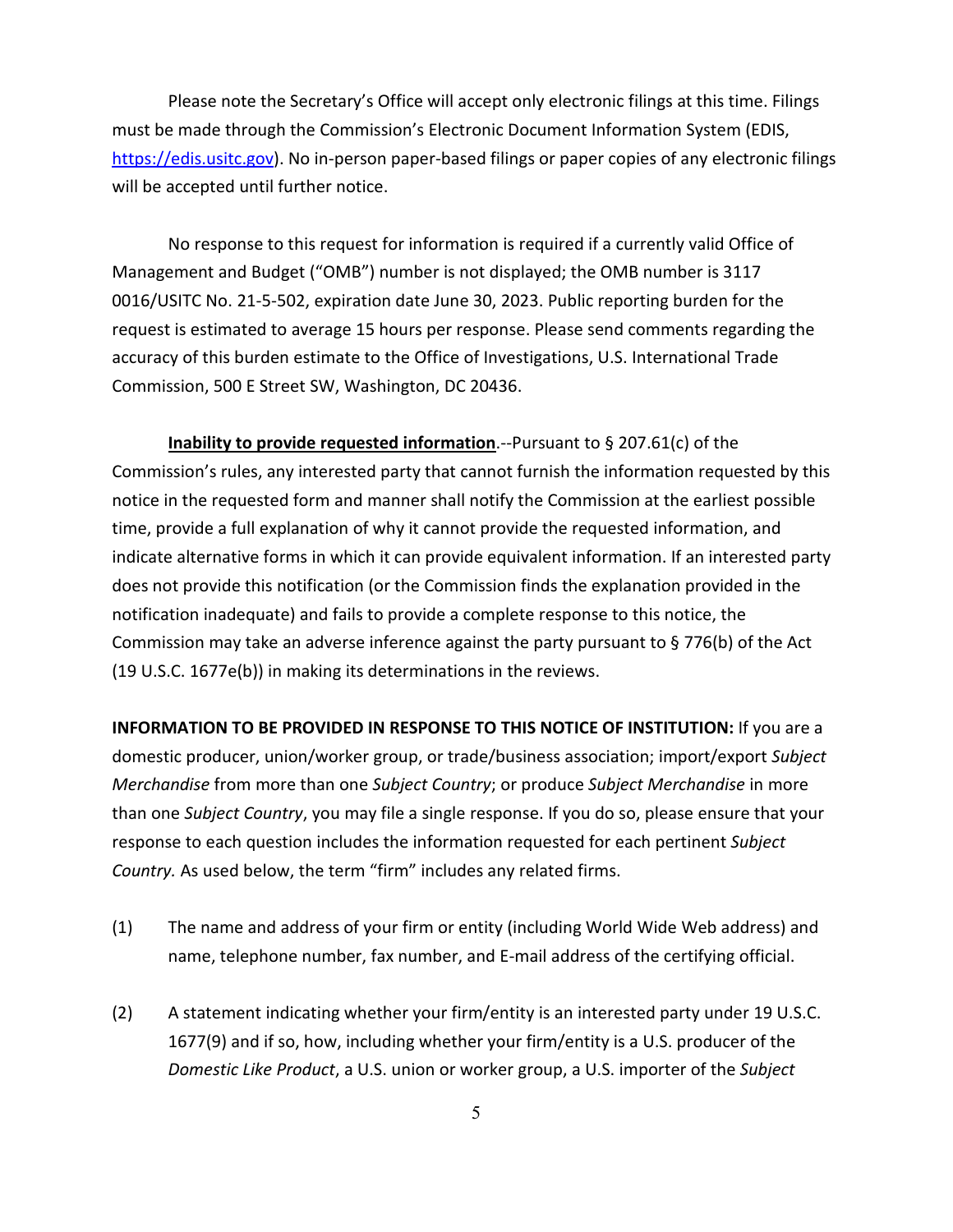Please note the Secretary's Office will accept only electronic filings at this time. Filings must be made through the Commission's Electronic Document Information System (EDIS, https://edis.usitc.gov). No in-person paper-based filings or paper copies of any electronic filings will be accepted until further notice.

No response to this request for information is required if a currently valid Office of Management and Budget ("OMB") number is not displayed; the OMB number is 3117 0016/USITC No. 21-5-502, expiration date June 30, 2023. Public reporting burden for the request is estimated to average 15 hours per response. Please send comments regarding the accuracy of this burden estimate to the Office of Investigations, U.S. International Trade Commission, 500 E Street SW, Washington, DC 20436.

**Inability to provide requested information**.--Pursuant to § 207.61(c) of the Commission's rules, any interested party that cannot furnish the information requested by this notice in the requested form and manner shall notify the Commission at the earliest possible time, provide a full explanation of why it cannot provide the requested information, and indicate alternative forms in which it can provide equivalent information. If an interested party does not provide this notification (or the Commission finds the explanation provided in the notification inadequate) and fails to provide a complete response to this notice, the Commission may take an adverse inference against the party pursuant to § 776(b) of the Act (19 U.S.C. 1677e(b)) in making its determinations in the reviews.

**INFORMATION TO BE PROVIDED IN RESPONSE TO THIS NOTICE OF INSTITUTION:** If you are a domestic producer, union/worker group, or trade/business association; import/export *Subject Merchandise* from more than one *Subject Country*; or produce *Subject Merchandise* in more than one *Subject Country*, you may file a single response. If you do so, please ensure that your response to each question includes the information requested for each pertinent *Subject Country.* As used below, the term "firm" includes any related firms.

(1) The name and address of your firm or entity (including World Wide Web address) and name, telephone number, fax number, and E-mail address of the certifying official.

(2) A statement indicating whether your firm/entity is an interested party under 19 U.S.C. 1677(9) and if so, how, including whether your firm/entity is a U.S. producer of the *Domestic Like Product*, a U.S. union or worker group, a U.S. importer of the *Subject*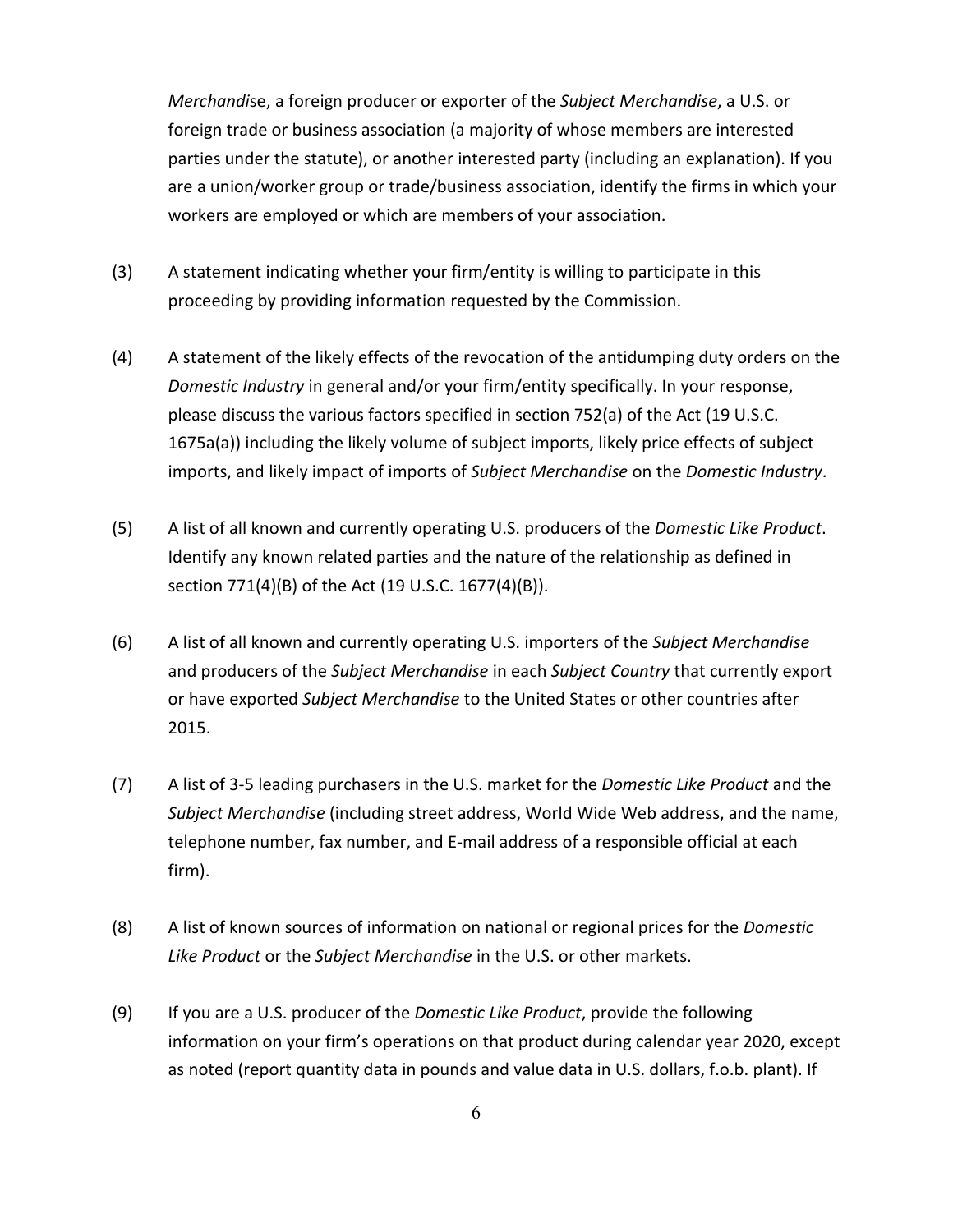*Merchandise*, a foreign producer or exporter of the *Subject Merchandise*, a U.S. or foreign trade or business association (a majority of whose members are interested parties under the statute), or another interested party (including an explanation). If you are a union/worker group or trade/business association, identify the firms in which your workers are employed or which are members of your association.

(3) A statement indicating whether your firm/entity is willing to participate in this proceeding by providing information requested by the Commission.

(4) A statement of the likely effects of the revocation of the antidumping duty orders on the *Domestic Industry* in general and/or your firm/entity specifically. In your response, please discuss the various factors specified in section 752(a) of the Act (19 U.S.C. 1675a(a)) including the likely volume of subject imports, likely price effects of subject imports, and likely impact of imports of *Subject Merchandise* on the *Domestic Industry*.

(5) A list of all known and currently operating U.S. producers of the *Domestic Like Product*. Identify any known related parties and the nature of the relationship as defined in section 771(4)(B) of the Act (19 U.S.C. 1677(4)(B)).

(6) A list of all known and currently operating U.S. importers of the *Subject Merchandise* and producers of the *Subject Merchandise* in each *Subject Country* that currently export or have exported *Subject Merchandise* to the United States or other countries after 2015.

(7) A list of 3-5 leading purchasers in the U.S. market for the *Domestic Like Product* and the *Subject Merchandise* (including street address, World Wide Web address, and the name, telephone number, fax number, and E-mail address of a responsible official at each firm).

(8) A list of known sources of information on national or regional prices for the *Domestic Like Product* or the *Subject Merchandise* in the U.S. or other markets.

(9) If you are a U.S. producer of the *Domestic Like Product*, provide the following information on your firm's operations on that product during calendar year 2020, except as noted (report quantity data in pounds and value data in U.S. dollars, f.o.b. plant). If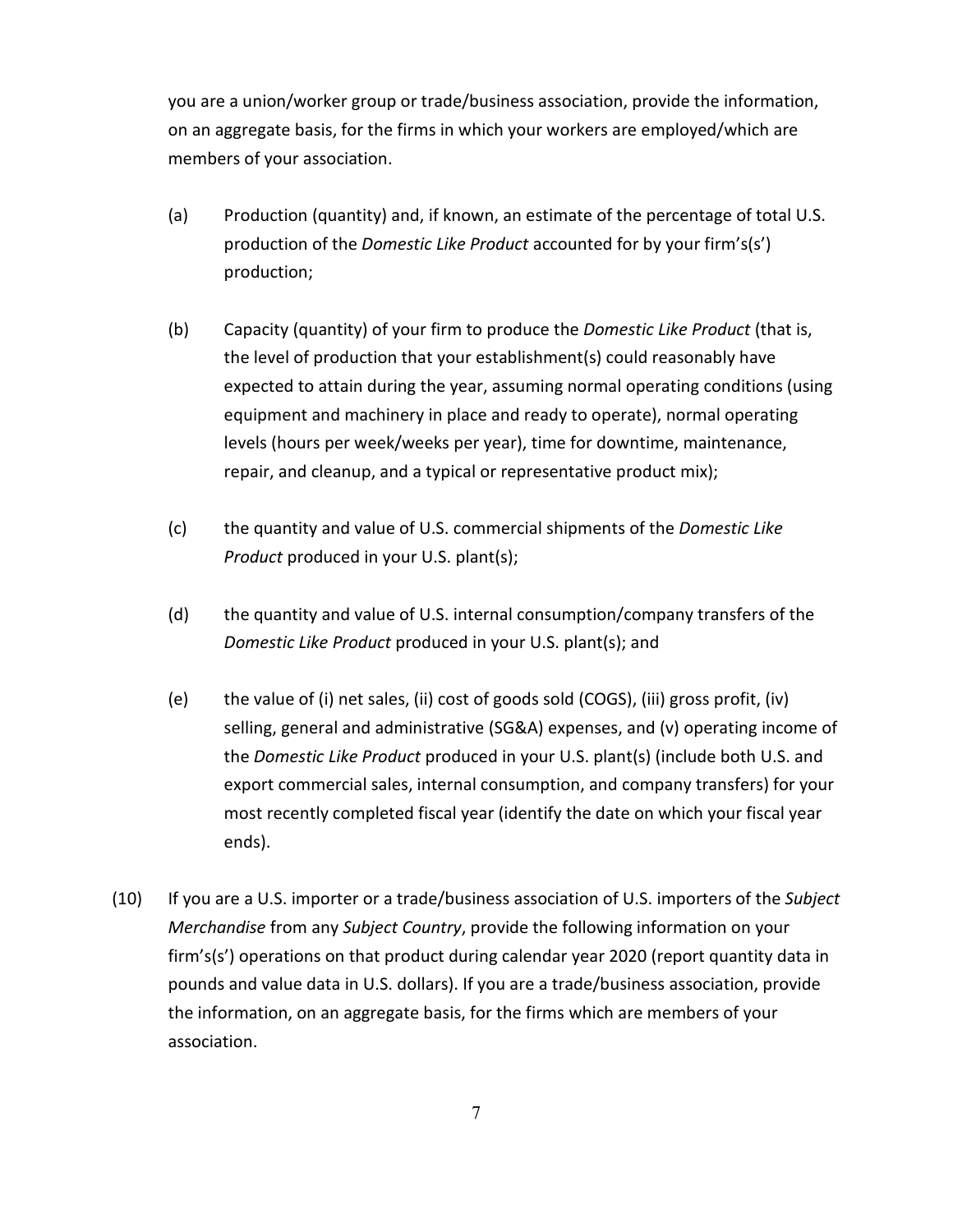you are a union/worker group or trade/business association, provide the information, on an aggregate basis, for the firms in which your workers are employed/which are members of your association.

(a) Production (quantity) and, if known, an estimate of the percentage of total U.S. production of the *Domestic Like Product* accounted for by your firm's(s') production;

(b) Capacity (quantity) of your firm to produce the *Domestic Like Product* (that is, the level of production that your establishment(s) could reasonably have expected to attain during the year, assuming normal operating conditions (using equipment and machinery in place and ready to operate), normal operating levels (hours per week/weeks per year), time for downtime, maintenance, repair, and cleanup, and a typical or representative product mix);

(c) the quantity and value of U.S. commercial shipments of the *Domestic Like Product* produced in your U.S. plant(s);

(d) the quantity and value of U.S. internal consumption/company transfers of the *Domestic Like Product* produced in your U.S. plant(s); and

(e) the value of (i) net sales, (ii) cost of goods sold (COGS), (iii) gross profit, (iv) selling, general and administrative (SG&A) expenses, and (v) operating income of the *Domestic Like Product* produced in your U.S. plant(s) (include both U.S. and export commercial sales, internal consumption, and company transfers) for your most recently completed fiscal year (identify the date on which your fiscal year ends).

(10) If you are a U.S. importer or a trade/business association of U.S. importers of the *Subject Merchandise* from any *Subject Country*, provide the following information on your firm's(s') operations on that product during calendar year 2020 (report quantity data in pounds and value data in U.S. dollars). If you are a trade/business association, provide the information, on an aggregate basis, for the firms which are members of your association.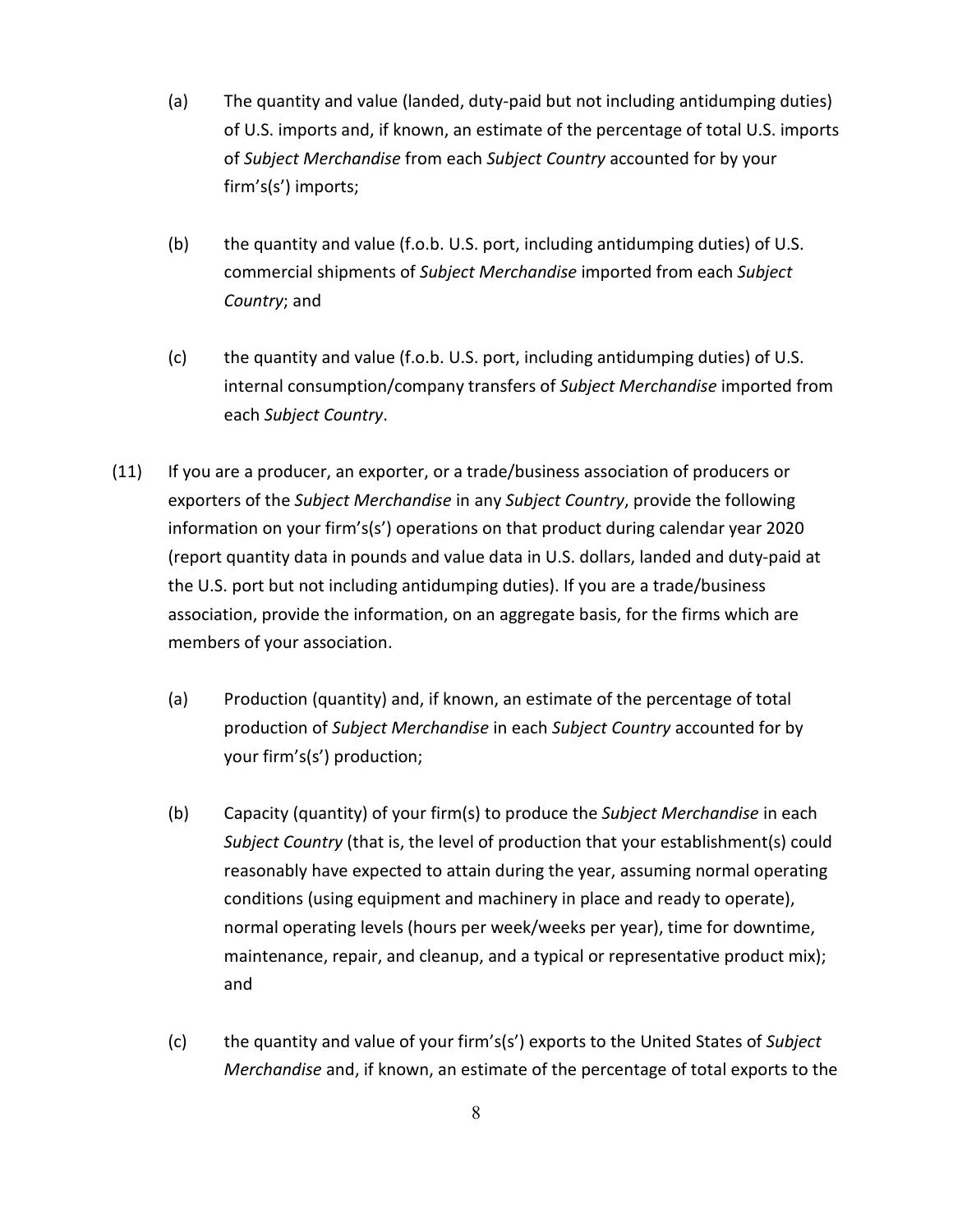(a) The quantity and value (landed, duty-paid but not including antidumping duties) of U.S. imports and, if known, an estimate of the percentage of total U.S. imports of *Subject Merchandise* from each *Subject Country* accounted for by your firm's(s') imports;

(b) the quantity and value (f.o.b. U.S. port, including antidumping duties) of U.S. commercial shipments of *Subject Merchandise* imported from each *Subject Country*; and

(c) the quantity and value (f.o.b. U.S. port, including antidumping duties) of U.S. internal consumption/company transfers of *Subject Merchandise* imported from each *Subject Country*.

(11) If you are a producer, an exporter, or a trade/business association of producers or exporters of the *Subject Merchandise* in any *Subject Country*, provide the following information on your firm's(s') operations on that product during calendar year 2020 (report quantity data in pounds and value data in U.S. dollars, landed and duty-paid at the U.S. port but not including antidumping duties). If you are a trade/business association, provide the information, on an aggregate basis, for the firms which are members of your association.

(a) Production (quantity) and, if known, an estimate of the percentage of total production of *Subject Merchandise* in each *Subject Country* accounted for by your firm's(s') production;

(b) Capacity (quantity) of your firm(s) to produce the *Subject Merchandise* in each *Subject Country* (that is, the level of production that your establishment(s) could reasonably have expected to attain during the year, assuming normal operating conditions (using equipment and machinery in place and ready to operate), normal operating levels (hours per week/weeks per year), time for downtime, maintenance, repair, and cleanup, and a typical or representative product mix); and

(c) the quantity and value of your firm's(s') exports to the United States of *Subject Merchandise* and, if known, an estimate of the percentage of total exports to the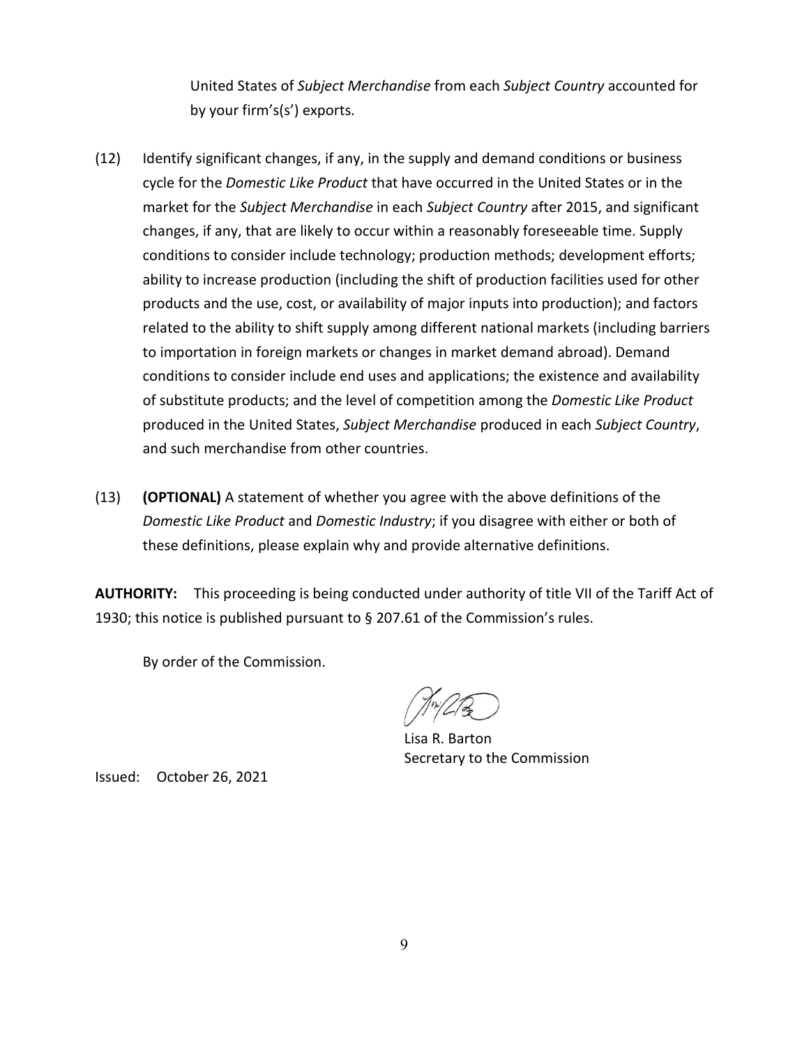United States of *Subject Merchandise* from each *Subject Country* accounted for by your firm's(s') exports.

(12) Identify significant changes, if any, in the supply and demand conditions or business cycle for the *Domestic Like Product* that have occurred in the United States or in the market for the *Subject Merchandise* in each *Subject Country* after 2015, and significant changes, if any, that are likely to occur within a reasonably foreseeable time. Supply conditions to consider include technology; production methods; development efforts; ability to increase production (including the shift of production facilities used for other products and the use, cost, or availability of major inputs into production); and factors related to the ability to shift supply among different national markets (including barriers to importation in foreign markets or changes in market demand abroad). Demand conditions to consider include end uses and applications; the existence and availability of substitute products; and the level of competition among the *Domestic Like Product* produced in the United States, *Subject Merchandise* produced in each *Subject Country*, and such merchandise from other countries.

(13) **(OPTIONAL)** A statement of whether you agree with the above definitions of the *Domestic Like Product* and *Domestic Industry*; if you disagree with either or both of these definitions, please explain why and provide alternative definitions.

**AUTHORITY:** This proceeding is being conducted under authority of title VII of the Tariff Act of 1930; this notice is published pursuant to § 207.61 of the Commission's rules.

By order of the Commission.

Lisa R. Barton
Secretary to the Commission

Issued: October 26, 2021